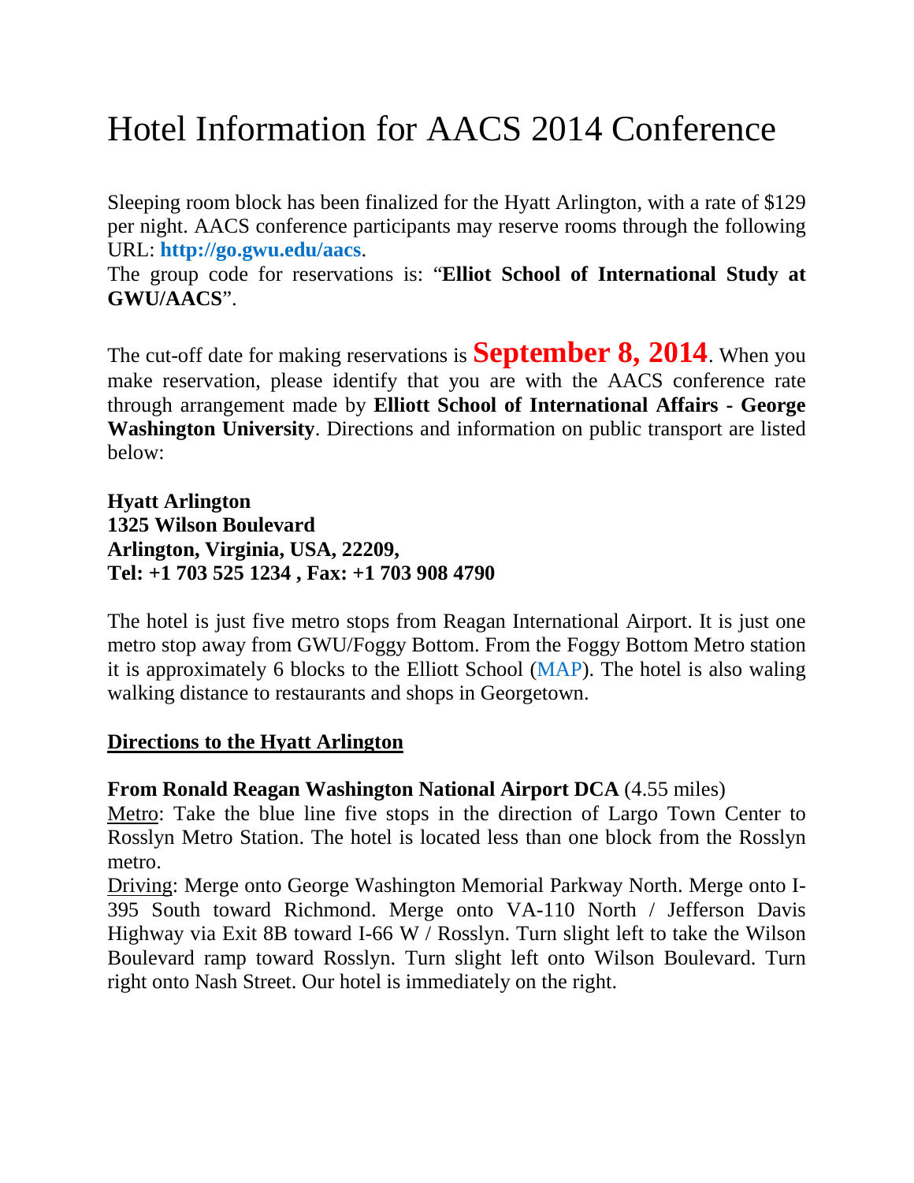# Hotel Information for AACS 2014 Conference

Sleeping room block has been finalized for the Hyatt Arlington, with a rate of $129 per night. AACS conference participants may reserve rooms through the following URL: **http://go.gwu.edu/aacs**.
The group code for reservations is: "**Elliot School of International Study at GWU/AACS**".

The cut-off date for making reservations is **September 8, 2014**. When you make reservation, please identify that you are with the AACS conference rate through arrangement made by **Elliott School of International Affairs - George Washington University**. Directions and information on public transport are listed below:

**Hyatt Arlington**
**1325 Wilson Boulevard**
**Arlington, Virginia, USA, 22209,**
**Tel: +1 703 525 1234 , Fax: +1 703 908 4790**

The hotel is just five metro stops from Reagan International Airport. It is just one metro stop away from GWU/Foggy Bottom. From the Foggy Bottom Metro station it is approximately 6 blocks to the Elliott School (MAP). The hotel is also waling walking distance to restaurants and shops in Georgetown.

## Directions to the Hyatt Arlington

**From Ronald Reagan Washington National Airport DCA** (4.55 miles)
Metro: Take the blue line five stops in the direction of Largo Town Center to Rosslyn Metro Station. The hotel is located less than one block from the Rosslyn metro.
Driving: Merge onto George Washington Memorial Parkway North. Merge onto I-395 South toward Richmond. Merge onto VA-110 North / Jefferson Davis Highway via Exit 8B toward I-66 W / Rosslyn. Turn slight left to take the Wilson Boulevard ramp toward Rosslyn. Turn slight left onto Wilson Boulevard. Turn right onto Nash Street. Our hotel is immediately on the right.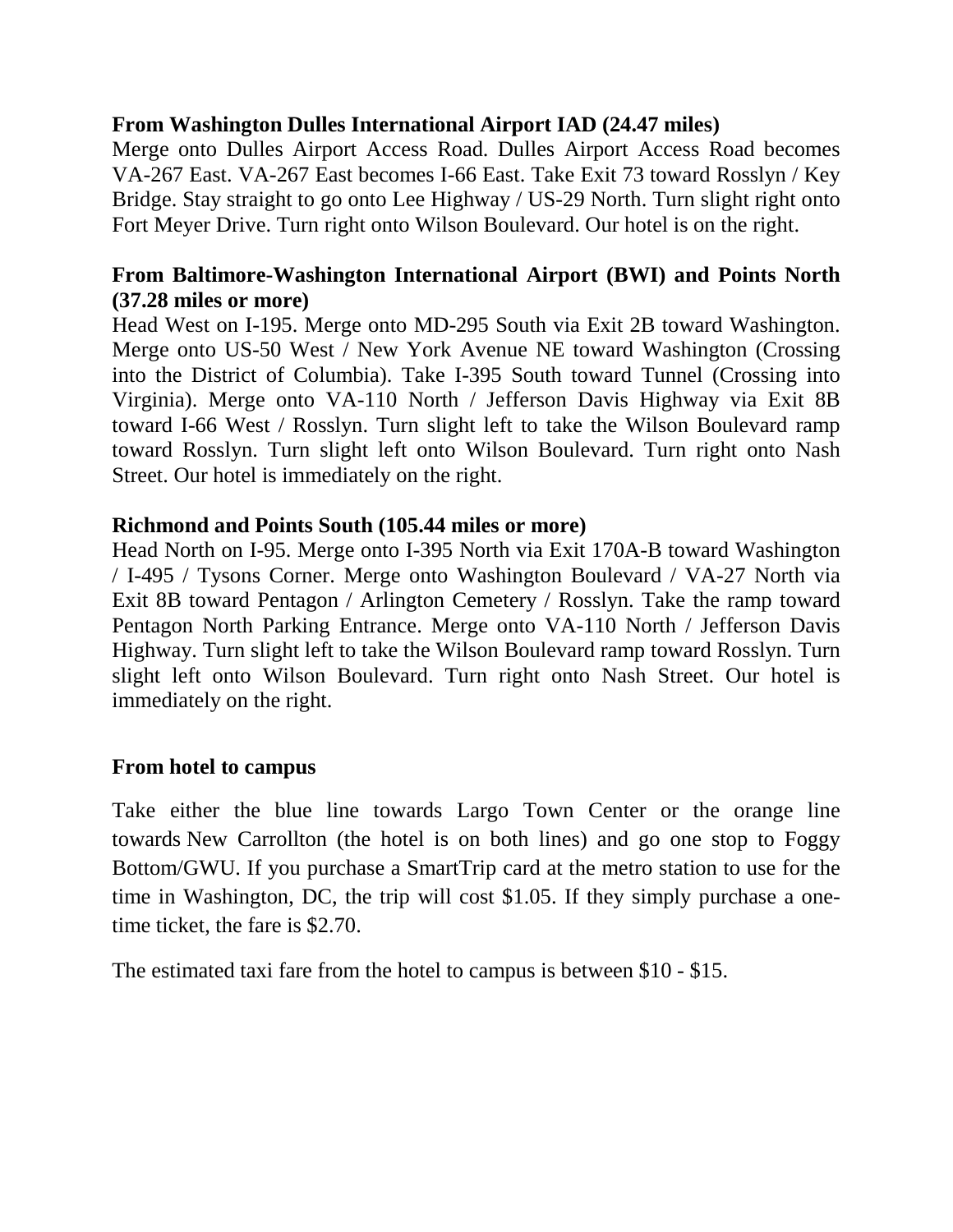**From Washington Dulles International Airport IAD (24.47 miles)**

Merge onto Dulles Airport Access Road. Dulles Airport Access Road becomes VA-267 East. VA-267 East becomes I-66 East. Take Exit 73 toward Rosslyn / Key Bridge. Stay straight to go onto Lee Highway / US-29 North. Turn slight right onto Fort Meyer Drive. Turn right onto Wilson Boulevard. Our hotel is on the right.

**From Baltimore-Washington International Airport (BWI) and Points North (37.28 miles or more)**

Head West on I-195. Merge onto MD-295 South via Exit 2B toward Washington. Merge onto US-50 West / New York Avenue NE toward Washington (Crossing into the District of Columbia). Take I-395 South toward Tunnel (Crossing into Virginia). Merge onto VA-110 North / Jefferson Davis Highway via Exit 8B toward I-66 West / Rosslyn. Turn slight left to take the Wilson Boulevard ramp toward Rosslyn. Turn slight left onto Wilson Boulevard. Turn right onto Nash Street. Our hotel is immediately on the right.

**Richmond and Points South (105.44 miles or more)**

Head North on I-95. Merge onto I-395 North via Exit 170A-B toward Washington / I-495 / Tysons Corner. Merge onto Washington Boulevard / VA-27 North via Exit 8B toward Pentagon / Arlington Cemetery / Rosslyn. Take the ramp toward Pentagon North Parking Entrance. Merge onto VA-110 North / Jefferson Davis Highway. Turn slight left to take the Wilson Boulevard ramp toward Rosslyn. Turn slight left onto Wilson Boulevard. Turn right onto Nash Street. Our hotel is immediately on the right.

**From hotel to campus**

Take either the blue line towards Largo Town Center or the orange line towards New Carrollton (the hotel is on both lines) and go one stop to Foggy Bottom/GWU. If you purchase a SmartTrip card at the metro station to use for the time in Washington, DC, the trip will cost $1.05. If they simply purchase a one-time ticket, the fare is $2.70.

The estimated taxi fare from the hotel to campus is between $10 - $15.